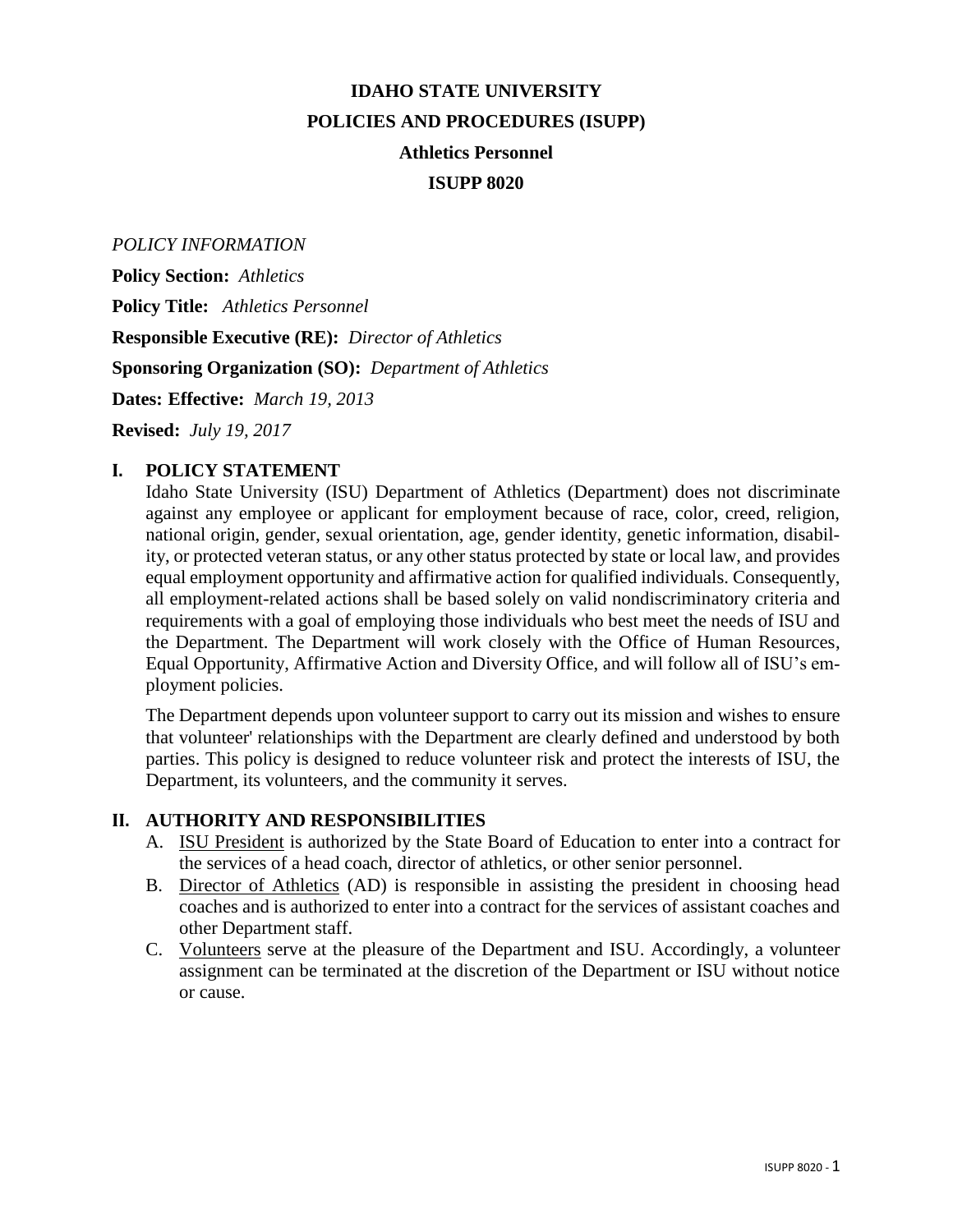# IDAHO STATE UNIVERSITY

# POLICIES AND PROCEDURES (ISUPP)

## Athletics Personnel

## ISUPP 8020

*POLICY INFORMATION*

**Policy Section:** *Athletics*

**Policy Title:** *Athletics Personnel*

**Responsible Executive (RE):** *Director of Athletics*

**Sponsoring Organization (SO):** *Department of Athletics*

**Dates: Effective:** *March 19, 2013*

**Revised:** *July 19, 2017*

## I. POLICY STATEMENT

Idaho State University (ISU) Department of Athletics (Department) does not discriminate against any employee or applicant for employment because of race, color, creed, religion, national origin, gender, sexual orientation, age, gender identity, genetic information, disability, or protected veteran status, or any other status protected by state or local law, and provides equal employment opportunity and affirmative action for qualified individuals. Consequently, all employment-related actions shall be based solely on valid nondiscriminatory criteria and requirements with a goal of employing those individuals who best meet the needs of ISU and the Department. The Department will work closely with the Office of Human Resources, Equal Opportunity, Affirmative Action and Diversity Office, and will follow all of ISU's employment policies.

The Department depends upon volunteer support to carry out its mission and wishes to ensure that volunteer' relationships with the Department are clearly defined and understood by both parties. This policy is designed to reduce volunteer risk and protect the interests of ISU, the Department, its volunteers, and the community it serves.

## II. AUTHORITY AND RESPONSIBILITIES

A. ISU President is authorized by the State Board of Education to enter into a contract for the services of a head coach, director of athletics, or other senior personnel.

B. Director of Athletics (AD) is responsible in assisting the president in choosing head coaches and is authorized to enter into a contract for the services of assistant coaches and other Department staff.

C. Volunteers serve at the pleasure of the Department and ISU. Accordingly, a volunteer assignment can be terminated at the discretion of the Department or ISU without notice or cause.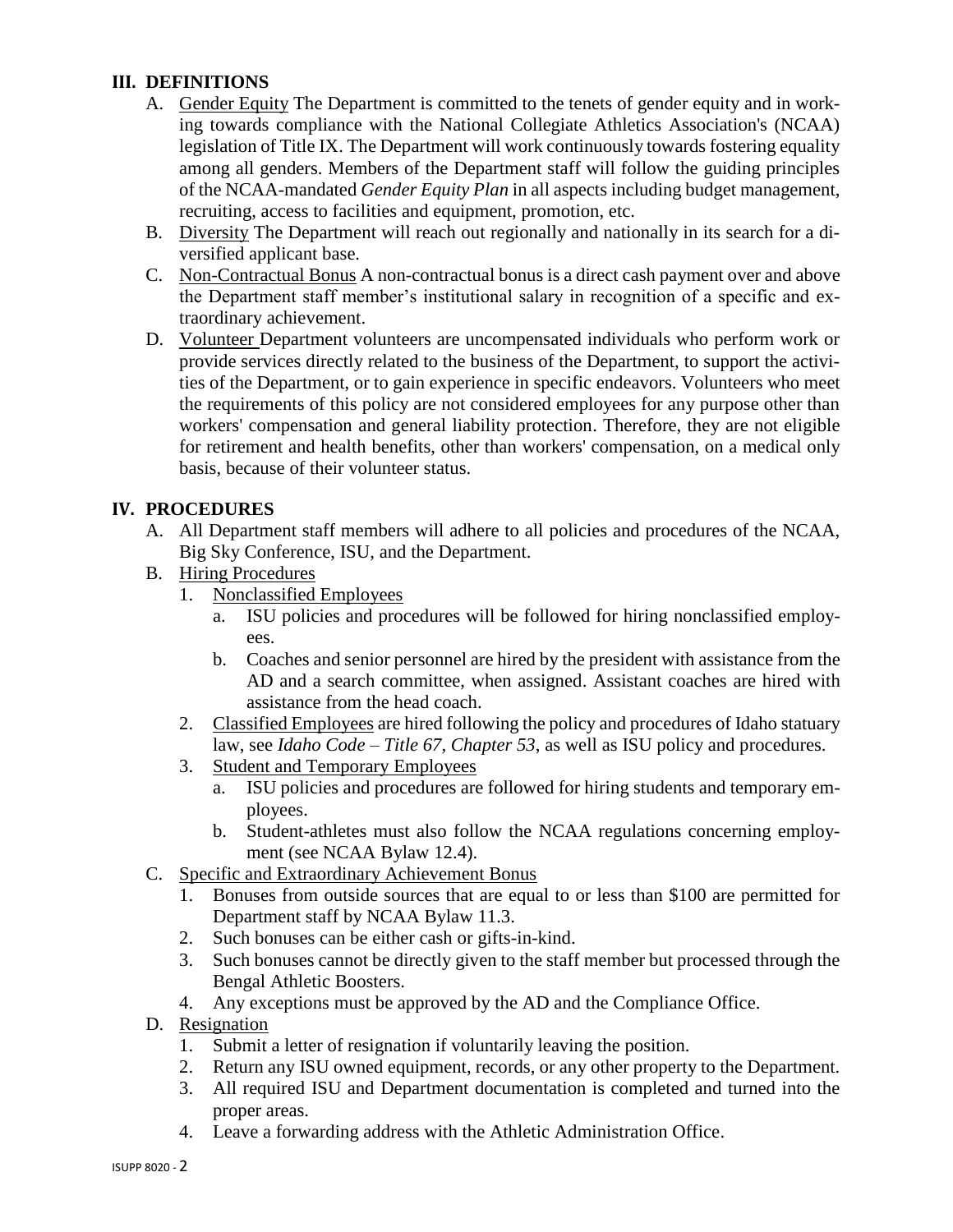## III. DEFINITIONS

A. Gender Equity The Department is committed to the tenets of gender equity and in working towards compliance with the National Collegiate Athletics Association's (NCAA) legislation of Title IX. The Department will work continuously towards fostering equality among all genders. Members of the Department staff will follow the guiding principles of the NCAA-mandated *Gender Equity Plan* in all aspects including budget management, recruiting, access to facilities and equipment, promotion, etc.

B. Diversity The Department will reach out regionally and nationally in its search for a diversified applicant base.

C. Non-Contractual Bonus A non-contractual bonus is a direct cash payment over and above the Department staff member's institutional salary in recognition of a specific and extraordinary achievement.

D. Volunteer Department volunteers are uncompensated individuals who perform work or provide services directly related to the business of the Department, to support the activities of the Department, or to gain experience in specific endeavors. Volunteers who meet the requirements of this policy are not considered employees for any purpose other than workers' compensation and general liability protection. Therefore, they are not eligible for retirement and health benefits, other than workers' compensation, on a medical only basis, because of their volunteer status.

## IV. PROCEDURES

A. All Department staff members will adhere to all policies and procedures of the NCAA, Big Sky Conference, ISU, and the Department.

B. Hiring Procedures

1. Nonclassified Employees
   a. ISU policies and procedures will be followed for hiring nonclassified employees.
   b. Coaches and senior personnel are hired by the president with assistance from the AD and a search committee, when assigned. Assistant coaches are hired with assistance from the head coach.
2. Classified Employees are hired following the policy and procedures of Idaho statuary law, see *Idaho Code – Title 67, Chapter 53*, as well as ISU policy and procedures.
3. Student and Temporary Employees
   a. ISU policies and procedures are followed for hiring students and temporary employees.
   b. Student-athletes must also follow the NCAA regulations concerning employment (see NCAA Bylaw 12.4).

C. Specific and Extraordinary Achievement Bonus

1. Bonuses from outside sources that are equal to or less than $100 are permitted for Department staff by NCAA Bylaw 11.3.
2. Such bonuses can be either cash or gifts-in-kind.
3. Such bonuses cannot be directly given to the staff member but processed through the Bengal Athletic Boosters.
4. Any exceptions must be approved by the AD and the Compliance Office.

D. Resignation

1. Submit a letter of resignation if voluntarily leaving the position.
2. Return any ISU owned equipment, records, or any other property to the Department.
3. All required ISU and Department documentation is completed and turned into the proper areas.
4. Leave a forwarding address with the Athletic Administration Office.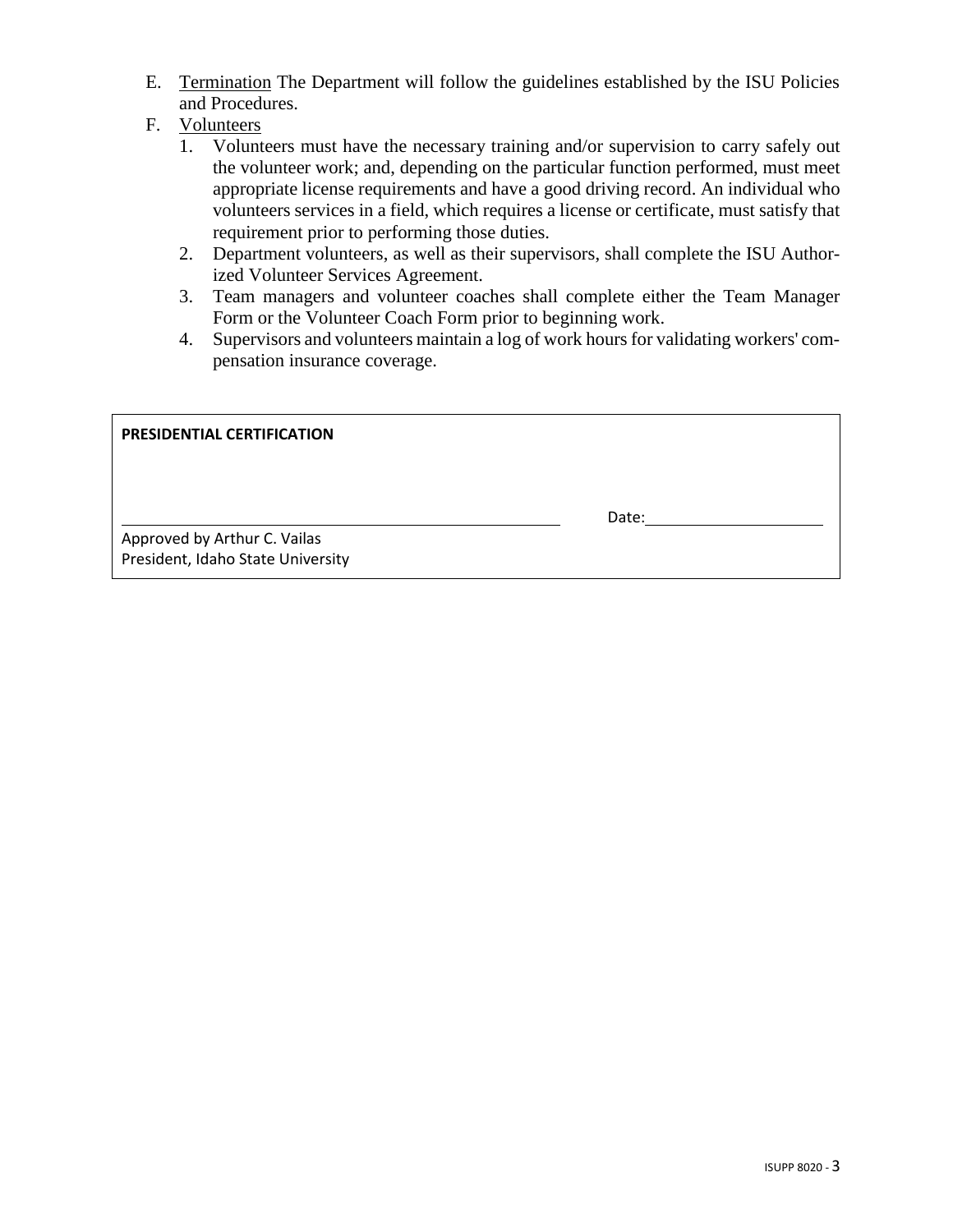E. Termination The Department will follow the guidelines established by the ISU Policies and Procedures.

F. Volunteers

1. Volunteers must have the necessary training and/or supervision to carry safely out the volunteer work; and, depending on the particular function performed, must meet appropriate license requirements and have a good driving record. An individual who volunteers services in a field, which requires a license or certificate, must satisfy that requirement prior to performing those duties.
2. Department volunteers, as well as their supervisors, shall complete the ISU Authorized Volunteer Services Agreement.
3. Team managers and volunteer coaches shall complete either the Team Manager Form or the Volunteer Coach Form prior to beginning work.
4. Supervisors and volunteers maintain a log of work hours for validating workers' compensation insurance coverage.

**PRESIDENTIAL CERTIFICATION**

\_\_\_\_\_\_\_\_\_\_\_\_\_\_\_\_\_\_\_\_\_\_\_\_\_\_\_\_\_\_\_\_\_\_\_\_\_\_\_\_ Date: \_\_\_\_\_\_\_\_\_\_\_\_\_\_\_\_\_\_\_\_

Approved by Arthur C. Vailas
President, Idaho State University